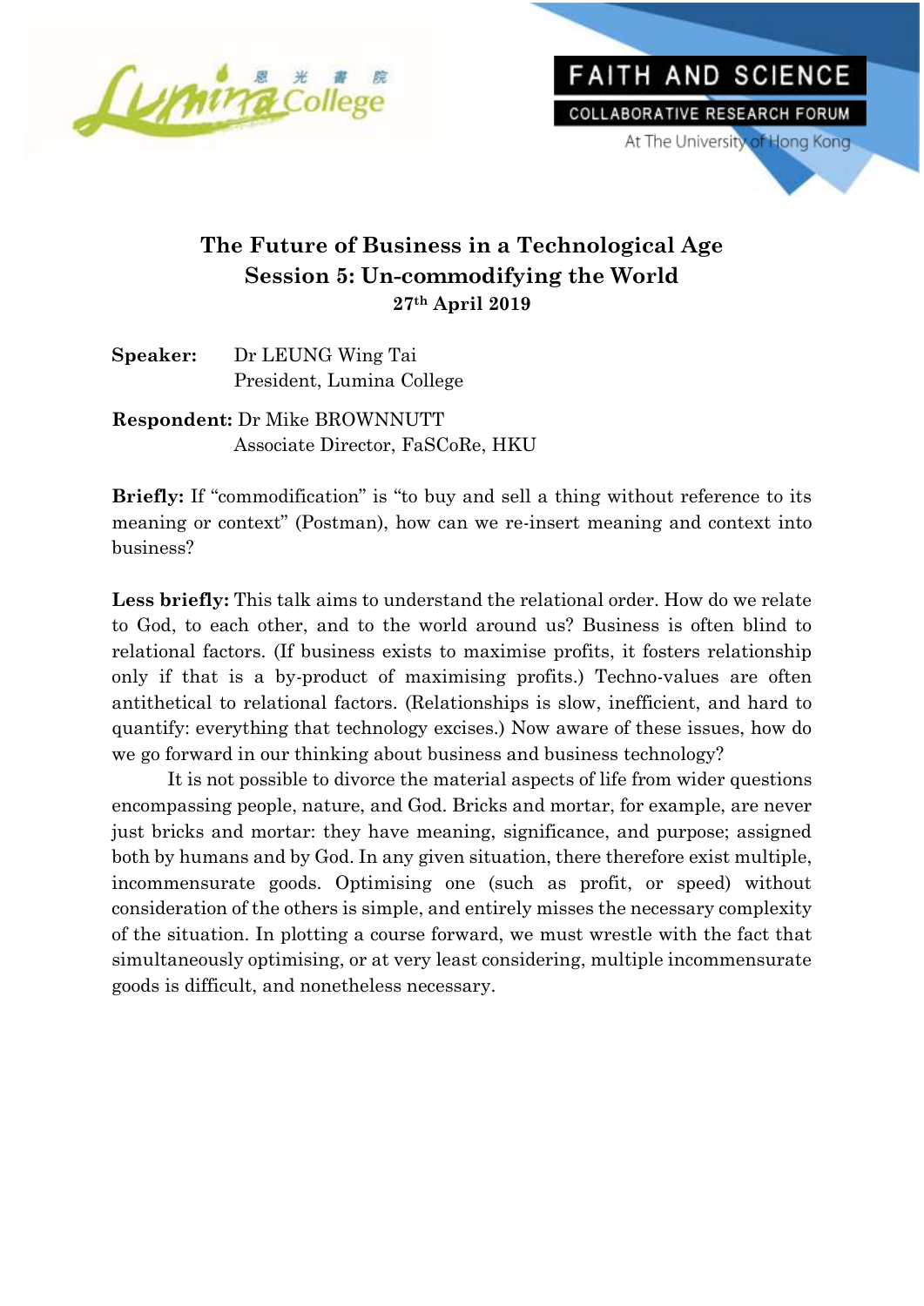Lumina College 恩光書院

FAITH AND SCIENCE
COLLABORATIVE RESEARCH FORUM
At The University of Hong Kong

# The Future of Business in a Technological Age
## Session 5: Un-commodifying the World
**27th April 2019**

**Speaker:** Dr LEUNG Wing Tai
President, Lumina College

**Respondent:** Dr Mike BROWNNUTT
Associate Director, FaSCoRe, HKU

**Briefly:** If "commodification" is "to buy and sell a thing without reference to its meaning or context" (Postman), how can we re-insert meaning and context into business?

**Less briefly:** This talk aims to understand the relational order. How do we relate to God, to each other, and to the world around us? Business is often blind to relational factors. (If business exists to maximise profits, it fosters relationship only if that is a by-product of maximising profits.) Techno-values are often antithetical to relational factors. (Relationships is slow, inefficient, and hard to quantify: everything that technology excises.) Now aware of these issues, how do we go forward in our thinking about business and business technology?

It is not possible to divorce the material aspects of life from wider questions encompassing people, nature, and God. Bricks and mortar, for example, are never just bricks and mortar: they have meaning, significance, and purpose; assigned both by humans and by God. In any given situation, there therefore exist multiple, incommensurate goods. Optimising one (such as profit, or speed) without consideration of the others is simple, and entirely misses the necessary complexity of the situation. In plotting a course forward, we must wrestle with the fact that simultaneously optimising, or at very least considering, multiple incommensurate goods is difficult, and nonetheless necessary.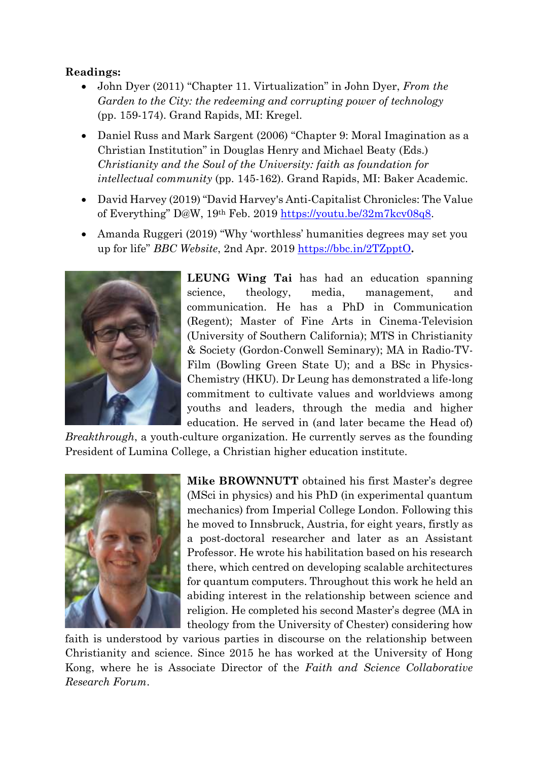**Readings:**

- John Dyer (2011) "Chapter 11. Virtualization" in John Dyer, *From the Garden to the City: the redeeming and corrupting power of technology* (pp. 159-174). Grand Rapids, MI: Kregel.
- Daniel Russ and Mark Sargent (2006) "Chapter 9: Moral Imagination as a Christian Institution" in Douglas Henry and Michael Beaty (Eds.) *Christianity and the Soul of the University: faith as foundation for intellectual community* (pp. 145-162). Grand Rapids, MI: Baker Academic.
- David Harvey (2019) "David Harvey's Anti-Capitalist Chronicles: The Value of Everything" D@W, 19th Feb. 2019 https://youtu.be/32m7kcv08q8.
- Amanda Ruggeri (2019) "Why 'worthless' humanities degrees may set you up for life" *BBC Website*, 2nd Apr. 2019 https://bbc.in/2TZpptO**.**

**LEUNG Wing Tai** has had an education spanning science, theology, media, management, and communication. He has a PhD in Communication (Regent); Master of Fine Arts in Cinema-Television (University of Southern California); MTS in Christianity & Society (Gordon-Conwell Seminary); MA in Radio-TV-Film (Bowling Green State U); and a BSc in Physics-Chemistry (HKU). Dr Leung has demonstrated a life-long commitment to cultivate values and worldviews among youths and leaders, through the media and higher education. He served in (and later became the Head of) *Breakthrough*, a youth-culture organization. He currently serves as the founding President of Lumina College, a Christian higher education institute.

**Mike BROWNNUTT** obtained his first Master's degree (MSci in physics) and his PhD (in experimental quantum mechanics) from Imperial College London. Following this he moved to Innsbruck, Austria, for eight years, firstly as a post-doctoral researcher and later as an Assistant Professor. He wrote his habilitation based on his research there, which centred on developing scalable architectures for quantum computers. Throughout this work he held an abiding interest in the relationship between science and religion. He completed his second Master's degree (MA in theology from the University of Chester) considering how faith is understood by various parties in discourse on the relationship between Christianity and science. Since 2015 he has worked at the University of Hong Kong, where he is Associate Director of the *Faith and Science Collaborative Research Forum*.